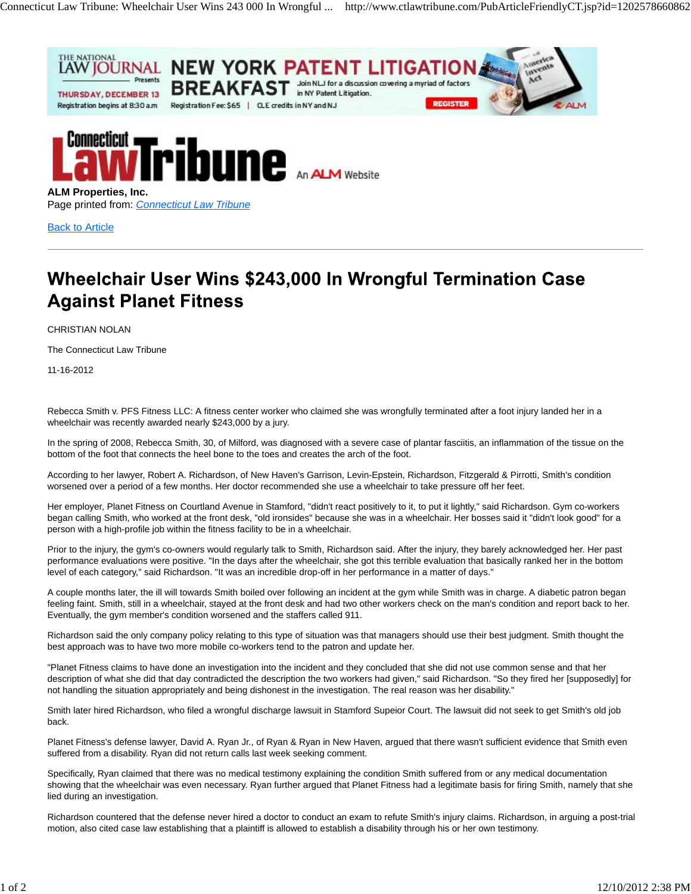ALM Properties, Inc.
Page printed from: [Connecticut Law Tribune]

[Back to Article]

# Wheelchair User Wins $243,000 In Wrongful Termination Case Against Planet Fitness

CHRISTIAN NOLAN

The Connecticut Law Tribune

11-16-2012

Rebecca Smith v. PFS Fitness LLC: A fitness center worker who claimed she was wrongfully terminated after a foot injury landed her in a wheelchair was recently awarded nearly $243,000 by a jury.

In the spring of 2008, Rebecca Smith, 30, of Milford, was diagnosed with a severe case of plantar fasciitis, an inflammation of the tissue on the bottom of the foot that connects the heel bone to the toes and creates the arch of the foot.

According to her lawyer, Robert A. Richardson, of New Haven's Garrison, Levin-Epstein, Richardson, Fitzgerald & Pirrotti, Smith's condition worsened over a period of a few months. Her doctor recommended she use a wheelchair to take pressure off her feet.

Her employer, Planet Fitness on Courtland Avenue in Stamford, "didn't react positively to it, to put it lightly," said Richardson. Gym co-workers began calling Smith, who worked at the front desk, "old ironsides" because she was in a wheelchair. Her bosses said it "didn't look good" for a person with a high-profile job within the fitness facility to be in a wheelchair.

Prior to the injury, the gym's co-owners would regularly talk to Smith, Richardson said. After the injury, they barely acknowledged her. Her past performance evaluations were positive. "In the days after the wheelchair, she got this terrible evaluation that basically ranked her in the bottom level of each category," said Richardson. "It was an incredible drop-off in her performance in a matter of days."

A couple months later, the ill will towards Smith boiled over following an incident at the gym while Smith was in charge. A diabetic patron began feeling faint. Smith, still in a wheelchair, stayed at the front desk and had two other workers check on the man's condition and report back to her. Eventually, the gym member's condition worsened and the staffers called 911.

Richardson said the only company policy relating to this type of situation was that managers should use their best judgment. Smith thought the best approach was to have two more mobile co-workers tend to the patron and update her.

"Planet Fitness claims to have done an investigation into the incident and they concluded that she did not use common sense and that her description of what she did that day contradicted the description the two workers had given," said Richardson. "So they fired her [supposedly] for not handling the situation appropriately and being dishonest in the investigation. The real reason was her disability."

Smith later hired Richardson, who filed a wrongful discharge lawsuit in Stamford Supeior Court. The lawsuit did not seek to get Smith's old job back.

Planet Fitness's defense lawyer, David A. Ryan Jr., of Ryan & Ryan in New Haven, argued that there wasn't sufficient evidence that Smith even suffered from a disability. Ryan did not return calls last week seeking comment.

Specifically, Ryan claimed that there was no medical testimony explaining the condition Smith suffered from or any medical documentation showing that the wheelchair was even necessary. Ryan further argued that Planet Fitness had a legitimate basis for firing Smith, namely that she lied during an investigation.

Richardson countered that the defense never hired a doctor to conduct an exam to refute Smith's injury claims. Richardson, in arguing a post-trial motion, also cited case law establishing that a plaintiff is allowed to establish a disability through his or her own testimony.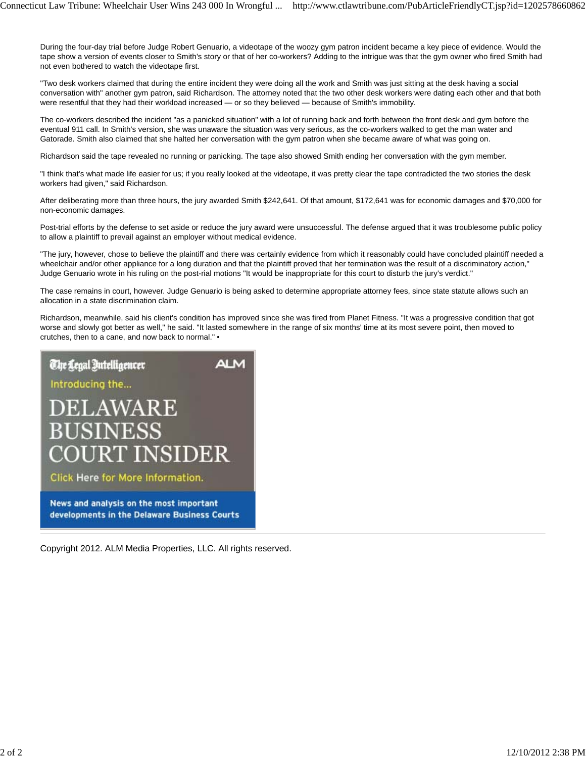During the four-day trial before Judge Robert Genuario, a videotape of the woozy gym patron incident became a key piece of evidence. Would the tape show a version of events closer to Smith's story or that of her co-workers? Adding to the intrigue was that the gym owner who fired Smith had not even bothered to watch the videotape first.

"Two desk workers claimed that during the entire incident they were doing all the work and Smith was just sitting at the desk having a social conversation with" another gym patron, said Richardson. The attorney noted that the two other desk workers were dating each other and that both were resentful that they had their workload increased — or so they believed — because of Smith's immobility.

The co-workers described the incident "as a panicked situation" with a lot of running back and forth between the front desk and gym before the eventual 911 call. In Smith's version, she was unaware the situation was very serious, as the co-workers walked to get the man water and Gatorade. Smith also claimed that she halted her conversation with the gym patron when she became aware of what was going on.

Richardson said the tape revealed no running or panicking. The tape also showed Smith ending her conversation with the gym member.

"I think that's what made life easier for us; if you really looked at the videotape, it was pretty clear the tape contradicted the two stories the desk workers had given," said Richardson.

After deliberating more than three hours, the jury awarded Smith $242,641. Of that amount, $172,641 was for economic damages and $70,000 for non-economic damages.

Post-trial efforts by the defense to set aside or reduce the jury award were unsuccessful. The defense argued that it was troublesome public policy to allow a plaintiff to prevail against an employer without medical evidence.

"The jury, however, chose to believe the plaintiff and there was certainly evidence from which it reasonably could have concluded plaintiff needed a wheelchair and/or other appliance for a long duration and that the plaintiff proved that her termination was the result of a discriminatory action," Judge Genuario wrote in his ruling on the post-rial motions "It would be inappropriate for this court to disturb the jury's verdict."

The case remains in court, however. Judge Genuario is being asked to determine appropriate attorney fees, since state statute allows such an allocation in a state discrimination claim.

Richardson, meanwhile, said his client's condition has improved since she was fired from Planet Fitness. "It was a progressive condition that got worse and slowly got better as well," he said. "It lasted somewhere in the range of six months' time at its most severe point, then moved to crutches, then to a cane, and now back to normal." •

The Legal Intelligencer ALM

Introducing the...

DELAWARE BUSINESS COURT INSIDER

Click Here for More Information.

News and analysis on the most important developments in the Delaware Business Courts

---

Copyright 2012. ALM Media Properties, LLC. All rights reserved.